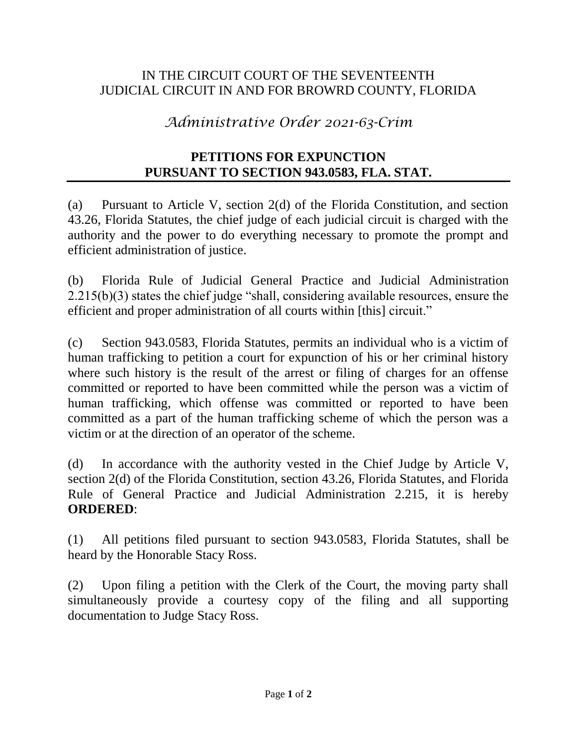IN THE CIRCUIT COURT OF THE SEVENTEENTH JUDICIAL CIRCUIT IN AND FOR BROWRD COUNTY, FLORIDA

*Administrative Order 2021-63-Crim*

# PETITIONS FOR EXPUNCTION PURSUANT TO SECTION 943.0583, FLA. STAT.

(a) Pursuant to Article V, section 2(d) of the Florida Constitution, and section 43.26, Florida Statutes, the chief judge of each judicial circuit is charged with the authority and the power to do everything necessary to promote the prompt and efficient administration of justice.

(b) Florida Rule of Judicial General Practice and Judicial Administration 2.215(b)(3) states the chief judge "shall, considering available resources, ensure the efficient and proper administration of all courts within [this] circuit."

(c) Section 943.0583, Florida Statutes, permits an individual who is a victim of human trafficking to petition a court for expunction of his or her criminal history where such history is the result of the arrest or filing of charges for an offense committed or reported to have been committed while the person was a victim of human trafficking, which offense was committed or reported to have been committed as a part of the human trafficking scheme of which the person was a victim or at the direction of an operator of the scheme.

(d) In accordance with the authority vested in the Chief Judge by Article V, section 2(d) of the Florida Constitution, section 43.26, Florida Statutes, and Florida Rule of General Practice and Judicial Administration 2.215, it is hereby **ORDERED**:

(1) All petitions filed pursuant to section 943.0583, Florida Statutes, shall be heard by the Honorable Stacy Ross.

(2) Upon filing a petition with the Clerk of the Court, the moving party shall simultaneously provide a courtesy copy of the filing and all supporting documentation to Judge Stacy Ross.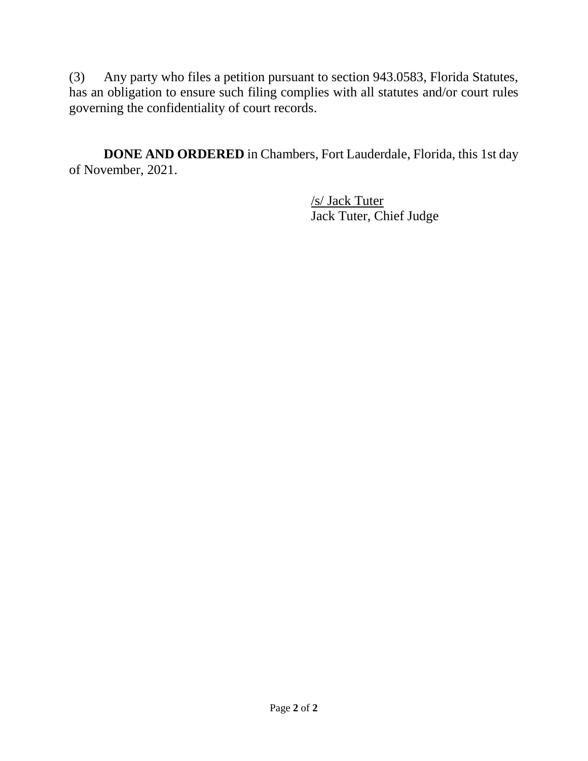(3) Any party who files a petition pursuant to section 943.0583, Florida Statutes, has an obligation to ensure such filing complies with all statutes and/or court rules governing the confidentiality of court records.

**DONE AND ORDERED** in Chambers, Fort Lauderdale, Florida, this 1st day of November, 2021.

/s/ Jack Tuter
Jack Tuter, Chief Judge